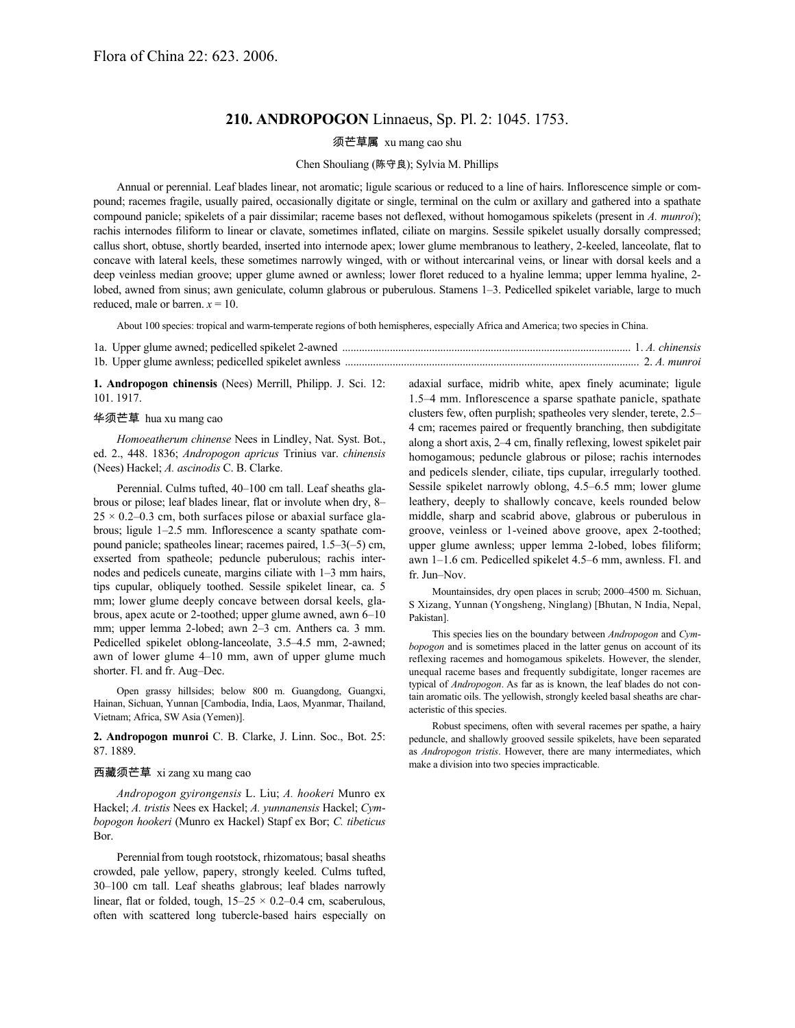Flora of China 22: 623. 2006.

## 210. ANDROPOGON Linnaeus, Sp. Pl. 2: 1045. 1753.

须芒草属 xu mang cao shu

Chen Shouliang (陈守良); Sylvia M. Phillips

Annual or perennial. Leaf blades linear, not aromatic; ligule scarious or reduced to a line of hairs. Inflorescence simple or compound; racemes fragile, usually paired, occasionally digitate or single, terminal on the culm or axillary and gathered into a spathate compound panicle; spikelets of a pair dissimilar; raceme bases not deflexed, without homogamous spikelets (present in *A. munroi*); rachis internodes filiform to linear or clavate, sometimes inflated, ciliate on margins. Sessile spikelet usually dorsally compressed; callus short, obtuse, shortly bearded, inserted into internode apex; lower glume membranous to leathery, 2-keeled, lanceolate, flat to concave with lateral keels, these sometimes narrowly winged, with or without intercarinal veins, or linear with dorsal keels and a deep veinless median groove; upper glume awned or awnless; lower floret reduced to a hyaline lemma; upper lemma hyaline, 2-lobed, awned from sinus; awn geniculate, column glabrous or puberulous. Stamens 1–3. Pedicelled spikelet variable, large to much reduced, male or barren. $x = 10$.

About 100 species: tropical and warm-temperate regions of both hemispheres, especially Africa and America; two species in China.

1a. Upper glume awned; pedicelled spikelet 2-awned .................................................. 1. *A. chinensis*
1b. Upper glume awnless; pedicelled spikelet awnless .................................................. 2. *A. munroi*

**1. Andropogon chinensis** (Nees) Merrill, Philipp. J. Sci. 12: 101. 1917.

华须芒草 hua xu mang cao

*Homoeatherum chinense* Nees in Lindley, Nat. Syst. Bot., ed. 2., 448. 1836; *Andropogon apricus* Trinius var. *chinensis* (Nees) Hackel; *A. ascinodis* C. B. Clarke.

Perennial. Culms tufted, 40–100 cm tall. Leaf sheaths glabrous or pilose; leaf blades linear, flat or involute when dry, 8–25 × 0.2–0.3 cm, both surfaces pilose or abaxial surface glabrous; ligule 1–2.5 mm. Inflorescence a scanty spathate compound panicle; spatheoles linear; racemes paired, 1.5–3(–5) cm, exserted from spatheole; peduncle puberulous; rachis internodes and pedicels cuneate, margins ciliate with 1–3 mm hairs, tips cupular, obliquely toothed. Sessile spikelet linear, ca. 5 mm; lower glume deeply concave between dorsal keels, glabrous, apex acute or 2-toothed; upper glume awned, awn 6–10 mm; upper lemma 2-lobed; awn 2–3 cm. Anthers ca. 3 mm. Pedicelled spikelet oblong-lanceolate, 3.5–4.5 mm, 2-awned; awn of lower glume 4–10 mm, awn of upper glume much shorter. Fl. and fr. Aug–Dec.

Open grassy hillsides; below 800 m. Guangdong, Guangxi, Hainan, Sichuan, Yunnan [Cambodia, India, Laos, Myanmar, Thailand, Vietnam; Africa, SW Asia (Yemen)].

**2. Andropogon munroi** C. B. Clarke, J. Linn. Soc., Bot. 25: 87. 1889.

西藏须芒草 xi zang xu mang cao

*Andropogon gyirongensis* L. Liu; *A. hookeri* Munro ex Hackel; *A. tristis* Nees ex Hackel; *A. yunnanensis* Hackel; *Cymbopogon hookeri* (Munro ex Hackel) Stapf ex Bor; *C. tibeticus* Bor.

Perennial from tough rootstock, rhizomatous; basal sheaths crowded, pale yellow, papery, strongly keeled. Culms tufted, 30–100 cm tall. Leaf sheaths glabrous; leaf blades narrowly linear, flat or folded, tough, 15–25 × 0.2–0.4 cm, scaberulous, often with scattered long tubercle-based hairs especially on adaxial surface, midrib white, apex finely acuminate; ligule 1.5–4 mm. Inflorescence a sparse spathate panicle, spathate clusters few, often purplish; spatheoles very slender, terete, 2.5–4 cm; racemes paired or frequently branching, then subdigitate along a short axis, 2–4 cm, finally reflexing, lowest spikelet pair homogamous; peduncle glabrous or pilose; rachis internodes and pedicels slender, ciliate, tips cupular, irregularly toothed. Sessile spikelet narrowly oblong, 4.5–6.5 mm; lower glume leathery, deeply to shallowly concave, keels rounded below middle, sharp and scabrid above, glabrous or puberulous in groove, veinless or 1-veined above groove, apex 2-toothed; upper glume awnless; upper lemma 2-lobed, lobes filiform; awn 1–1.6 cm. Pedicelled spikelet 4.5–6 mm, awnless. Fl. and fr. Jun–Nov.

Mountainsides, dry open places in scrub; 2000–4500 m. Sichuan, S Xizang, Yunnan (Yongsheng, Ninglang) [Bhutan, N India, Nepal, Pakistan].

This species lies on the boundary between *Andropogon* and *Cymbopogon* and is sometimes placed in the latter genus on account of its reflexing racemes and homogamous spikelets. However, the slender, unequal raceme bases and frequently subdigitate, longer racemes are typical of *Andropogon*. As far as is known, the leaf blades do not contain aromatic oils. The yellowish, strongly keeled basal sheaths are characteristic of this species.

Robust specimens, often with several racemes per spathe, a hairy peduncle, and shallowly grooved sessile spikelets, have been separated as *Andropogon tristis*. However, there are many intermediates, which make a division into two species impracticable.